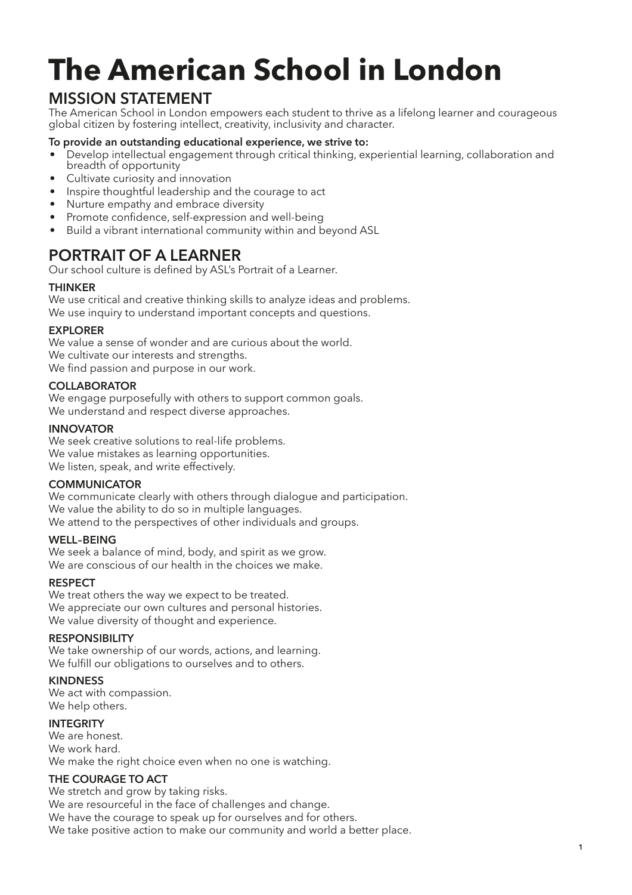# The American School in London

## MISSION STATEMENT

The American School in London empowers each student to thrive as a lifelong learner and courageous global citizen by fostering intellect, creativity, inclusivity and character.

**To provide an outstanding educational experience, we strive to:**

- Develop intellectual engagement through critical thinking, experiential learning, collaboration and breadth of opportunity
- Cultivate curiosity and innovation
- Inspire thoughtful leadership and the courage to act
- Nurture empathy and embrace diversity
- Promote confidence, self-expression and well-being
- Build a vibrant international community within and beyond ASL

## PORTRAIT OF A LEARNER

Our school culture is defined by ASL's Portrait of a Learner.

### THINKER

We use critical and creative thinking skills to analyze ideas and problems.
We use inquiry to understand important concepts and questions.

### EXPLORER

We value a sense of wonder and are curious about the world.
We cultivate our interests and strengths.
We find passion and purpose in our work.

### COLLABORATOR

We engage purposefully with others to support common goals.
We understand and respect diverse approaches.

### INNOVATOR

We seek creative solutions to real-life problems.
We value mistakes as learning opportunities.
We listen, speak, and write effectively.

### COMMUNICATOR

We communicate clearly with others through dialogue and participation.
We value the ability to do so in multiple languages.
We attend to the perspectives of other individuals and groups.

### WELL–BEING

We seek a balance of mind, body, and spirit as we grow.
We are conscious of our health in the choices we make.

### RESPECT

We treat others the way we expect to be treated.
We appreciate our own cultures and personal histories.
We value diversity of thought and experience.

### RESPONSIBILITY

We take ownership of our words, actions, and learning.
We fulfill our obligations to ourselves and to others.

### KINDNESS

We act with compassion.
We help others.

### INTEGRITY

We are honest.
We work hard.
We make the right choice even when no one is watching.

### THE COURAGE TO ACT

We stretch and grow by taking risks.
We are resourceful in the face of challenges and change.
We have the courage to speak up for ourselves and for others.
We take positive action to make our community and world a better place.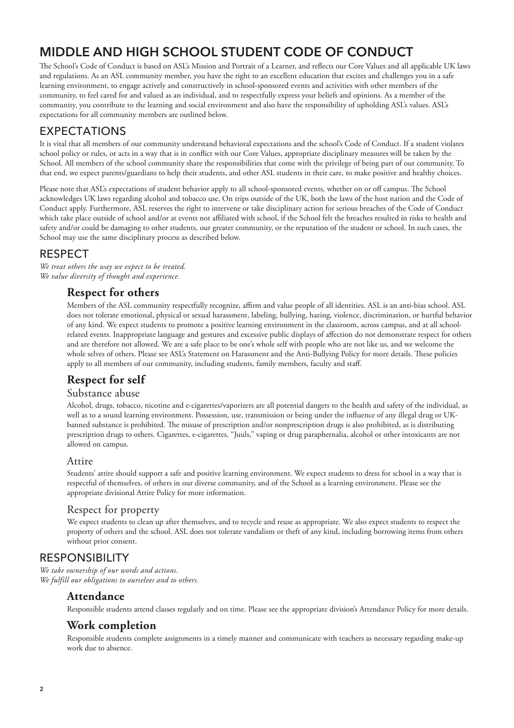# MIDDLE AND HIGH SCHOOL STUDENT CODE OF CONDUCT

The School's Code of Conduct is based on ASL's Mission and Portrait of a Learner, and reflects our Core Values and all applicable UK laws and regulations. As an ASL community member, you have the right to an excellent education that excites and challenges you in a safe learning environment, to engage actively and constructively in school-sponsored events and activities with other members of the community, to feel cared for and valued as an individual, and to respectfully express your beliefs and opinions. As a member of the community, you contribute to the learning and social environment and also have the responsibility of upholding ASL's values. ASL's expectations for all community members are outlined below.

## EXPECTATIONS

It is vital that all members of our community understand behavioral expectations and the school's Code of Conduct. If a student violates school policy or rules, or acts in a way that is in conflict with our Core Values, appropriate disciplinary measures will be taken by the School. All members of the school community share the responsibilities that come with the privilege of being part of our community. To that end, we expect parents/guardians to help their students, and other ASL students in their care, to make positive and healthy choices.

Please note that ASL's expectations of student behavior apply to all school-sponsored events, whether on or off campus. The School acknowledges UK laws regarding alcohol and tobacco use. On trips outside of the UK, both the laws of the host nation and the Code of Conduct apply. Furthermore, ASL reserves the right to intervene or take disciplinary action for serious breaches of the Code of Conduct which take place outside of school and/or at events not affiliated with school, if the School felt the breaches resulted in risks to health and safety and/or could be damaging to other students, our greater community, or the reputation of the student or school. In such cases, the School may use the same disciplinary process as described below.

## RESPECT

*We treat others the way we expect to be treated.*
*We value diversity of thought and experience.*

### Respect for others

Members of the ASL community respectfully recognize, affirm and value people of all identities. ASL is an anti-bias school. ASL does not tolerate emotional, physical or sexual harassment, labeling, bullying, hazing, violence, discrimination, or hurtful behavior of any kind. We expect students to promote a positive learning environment in the classroom, across campus, and at all school-related events. Inappropriate language and gestures and excessive public displays of affection do not demonstrate respect for others and are therefore not allowed. We are a safe place to be one's whole self with people who are not like us, and we welcome the whole selves of others. Please see ASL's Statement on Harassment and the Anti-Bullying Policy for more details. These policies apply to all members of our community, including students, family members, faculty and staff.

### Respect for self

#### Substance abuse

Alcohol, drugs, tobacco, nicotine and e-cigarettes/vaporizers are all potential dangers to the health and safety of the individual, as well as to a sound learning environment. Possession, use, transmission or being under the influence of any illegal drug or UK-banned substance is prohibited. The misuse of prescription and/or nonprescription drugs is also prohibited, as is distributing prescription drugs to others. Cigarettes, e-cigarettes, "Juuls," vaping or drug paraphernalia, alcohol or other intoxicants are not allowed on campus.

#### Attire

Students' attire should support a safe and positive learning environment. We expect students to dress for school in a way that is respectful of themselves, of others in our diverse community, and of the School as a learning environment. Please see the appropriate divisional Attire Policy for more information.

#### Respect for property

We expect students to clean up after themselves, and to recycle and reuse as appropriate. We also expect students to respect the property of others and the school. ASL does not tolerate vandalism or theft of any kind, including borrowing items from others without prior consent.

## RESPONSIBILITY

*We take ownership of our words and actions.*
*We fulfill our obligations to ourselves and to others.*

### Attendance

Responsible students attend classes regularly and on time. Please see the appropriate division's Attendance Policy for more details.

### Work completion

Responsible students complete assignments in a timely manner and communicate with teachers as necessary regarding make-up work due to absence.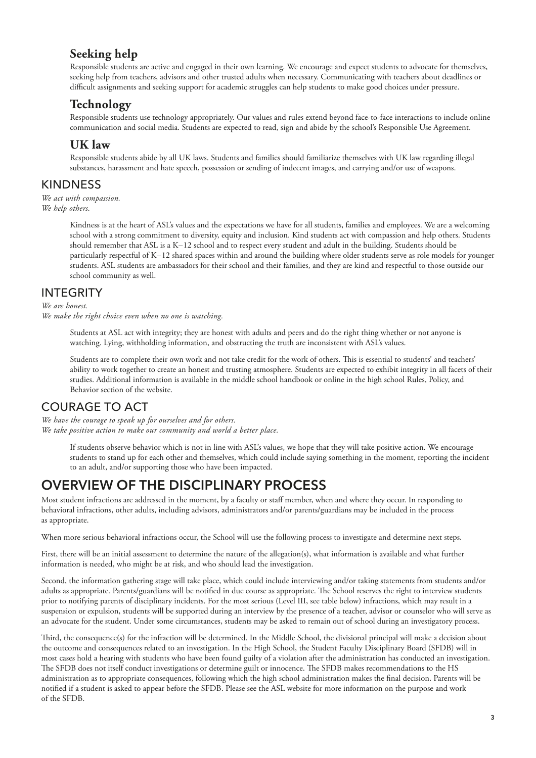### Seeking help

Responsible students are active and engaged in their own learning. We encourage and expect students to advocate for themselves, seeking help from teachers, advisors and other trusted adults when necessary. Communicating with teachers about deadlines or difficult assignments and seeking support for academic struggles can help students to make good choices under pressure.

### Technology

Responsible students use technology appropriately. Our values and rules extend beyond face-to-face interactions to include online communication and social media. Students are expected to read, sign and abide by the school's Responsible Use Agreement.

### UK law

Responsible students abide by all UK laws. Students and families should familiarize themselves with UK law regarding illegal substances, harassment and hate speech, possession or sending of indecent images, and carrying and/or use of weapons.

## KINDNESS

*We act with compassion.*
*We help others.*

Kindness is at the heart of ASL's values and the expectations we have for all students, families and employees. We are a welcoming school with a strong commitment to diversity, equity and inclusion. Kind students act with compassion and help others. Students should remember that ASL is a K–12 school and to respect every student and adult in the building. Students should be particularly respectful of K–12 shared spaces within and around the building where older students serve as role models for younger students. ASL students are ambassadors for their school and their families, and they are kind and respectful to those outside our school community as well.

## INTEGRITY

*We are honest.*
*We make the right choice even when no one is watching.*

Students at ASL act with integrity; they are honest with adults and peers and do the right thing whether or not anyone is watching. Lying, withholding information, and obstructing the truth are inconsistent with ASL's values.

Students are to complete their own work and not take credit for the work of others. This is essential to students' and teachers' ability to work together to create an honest and trusting atmosphere. Students are expected to exhibit integrity in all facets of their studies. Additional information is available in the middle school handbook or online in the high school Rules, Policy, and Behavior section of the website.

## COURAGE TO ACT

*We have the courage to speak up for ourselves and for others.*
*We take positive action to make our community and world a better place.*

If students observe behavior which is not in line with ASL's values, we hope that they will take positive action. We encourage students to stand up for each other and themselves, which could include saying something in the moment, reporting the incident to an adult, and/or supporting those who have been impacted.

# OVERVIEW OF THE DISCIPLINARY PROCESS

Most student infractions are addressed in the moment, by a faculty or staff member, when and where they occur. In responding to behavioral infractions, other adults, including advisors, administrators and/or parents/guardians may be included in the process as appropriate.

When more serious behavioral infractions occur, the School will use the following process to investigate and determine next steps.

First, there will be an initial assessment to determine the nature of the allegation(s), what information is available and what further information is needed, who might be at risk, and who should lead the investigation.

Second, the information gathering stage will take place, which could include interviewing and/or taking statements from students and/or adults as appropriate. Parents/guardians will be notified in due course as appropriate. The School reserves the right to interview students prior to notifying parents of disciplinary incidents. For the most serious (Level III, see table below) infractions, which may result in a suspension or expulsion, students will be supported during an interview by the presence of a teacher, advisor or counselor who will serve as an advocate for the student. Under some circumstances, students may be asked to remain out of school during an investigatory process.

Third, the consequence(s) for the infraction will be determined. In the Middle School, the divisional principal will make a decision about the outcome and consequences related to an investigation. In the High School, the Student Faculty Disciplinary Board (SFDB) will in most cases hold a hearing with students who have been found guilty of a violation after the administration has conducted an investigation. The SFDB does not itself conduct investigations or determine guilt or innocence. The SFDB makes recommendations to the HS administration as to appropriate consequences, following which the high school administration makes the final decision. Parents will be notified if a student is asked to appear before the SFDB. Please see the ASL website for more information on the purpose and work of the SFDB.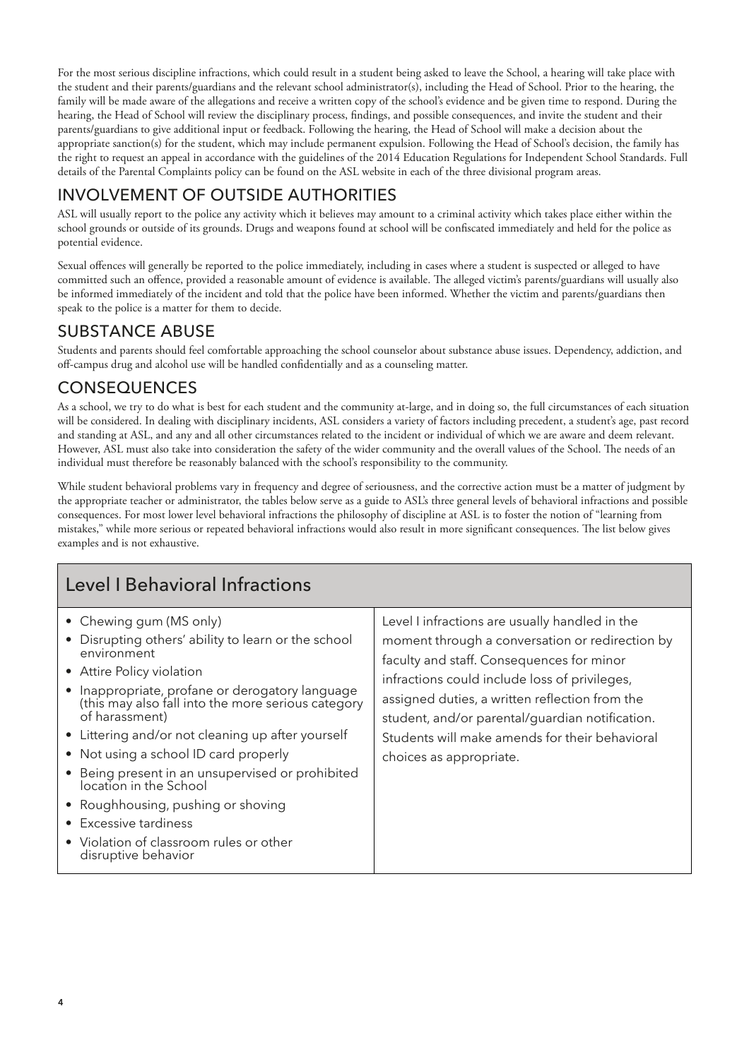For the most serious discipline infractions, which could result in a student being asked to leave the School, a hearing will take place with the student and their parents/guardians and the relevant school administrator(s), including the Head of School. Prior to the hearing, the family will be made aware of the allegations and receive a written copy of the school's evidence and be given time to respond. During the hearing, the Head of School will review the disciplinary process, findings, and possible consequences, and invite the student and their parents/guardians to give additional input or feedback. Following the hearing, the Head of School will make a decision about the appropriate sanction(s) for the student, which may include permanent expulsion. Following the Head of School's decision, the family has the right to request an appeal in accordance with the guidelines of the 2014 Education Regulations for Independent School Standards. Full details of the Parental Complaints policy can be found on the ASL website in each of the three divisional program areas.

## INVOLVEMENT OF OUTSIDE AUTHORITIES

ASL will usually report to the police any activity which it believes may amount to a criminal activity which takes place either within the school grounds or outside of its grounds. Drugs and weapons found at school will be confiscated immediately and held for the police as potential evidence.

Sexual offences will generally be reported to the police immediately, including in cases where a student is suspected or alleged to have committed such an offence, provided a reasonable amount of evidence is available. The alleged victim's parents/guardians will usually also be informed immediately of the incident and told that the police have been informed. Whether the victim and parents/guardians then speak to the police is a matter for them to decide.

## SUBSTANCE ABUSE

Students and parents should feel comfortable approaching the school counselor about substance abuse issues. Dependency, addiction, and off-campus drug and alcohol use will be handled confidentially and as a counseling matter.

## CONSEQUENCES

As a school, we try to do what is best for each student and the community at-large, and in doing so, the full circumstances of each situation will be considered. In dealing with disciplinary incidents, ASL considers a variety of factors including precedent, a student's age, past record and standing at ASL, and any and all other circumstances related to the incident or individual of which we are aware and deem relevant. However, ASL must also take into consideration the safety of the wider community and the overall values of the School. The needs of an individual must therefore be reasonably balanced with the school's responsibility to the community.

While student behavioral problems vary in frequency and degree of seriousness, and the corrective action must be a matter of judgment by the appropriate teacher or administrator, the tables below serve as a guide to ASL's three general levels of behavioral infractions and possible consequences. For most lower level behavioral infractions the philosophy of discipline at ASL is to foster the notion of "learning from mistakes," while more serious or repeated behavioral infractions would also result in more significant consequences. The list below gives examples and is not exhaustive.

| Level I Behavioral Infractions | |
|---|---|
| • Chewing gum (MS only)<br>• Disrupting others' ability to learn or the school environment<br>• Attire Policy violation<br>• Inappropriate, profane or derogatory language (this may also fall into the more serious category of harassment)<br>• Littering and/or not cleaning up after yourself<br>• Not using a school ID card properly<br>• Being present in an unsupervised or prohibited location in the School<br>• Roughhousing, pushing or shoving<br>• Excessive tardiness<br>• Violation of classroom rules or other disruptive behavior | Level I infractions are usually handled in the moment through a conversation or redirection by faculty and staff. Consequences for minor infractions could include loss of privileges, assigned duties, a written reflection from the student, and/or parental/guardian notification. Students will make amends for their behavioral choices as appropriate. |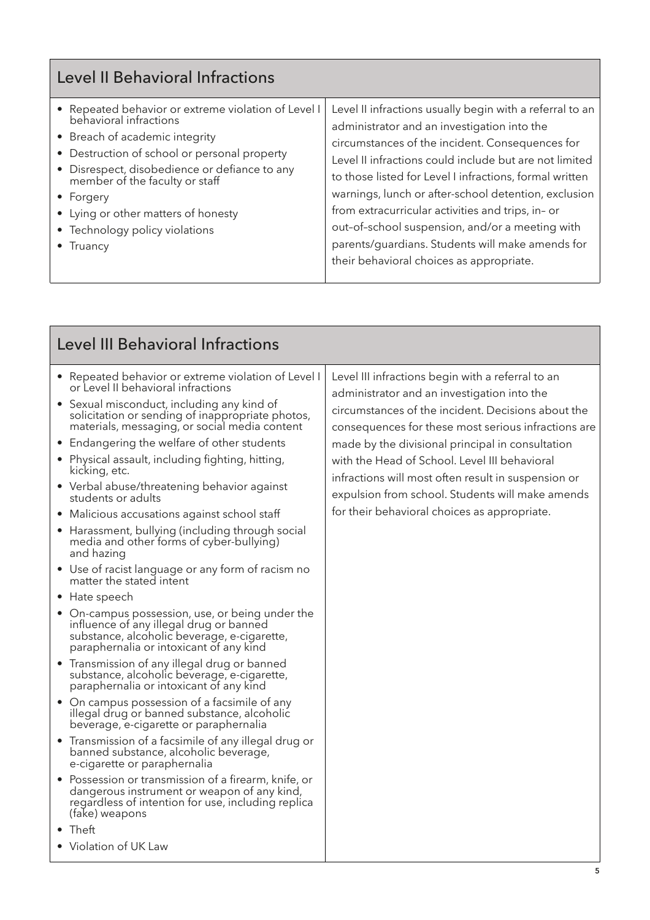## Level II Behavioral Infractions

| Level II Behavioral Infractions | |
|---|---|
| • Repeated behavior or extreme violation of Level I behavioral infractions<br>• Breach of academic integrity<br>• Destruction of school or personal property<br>• Disrespect, disobedience or defiance to any member of the faculty or staff<br>• Forgery<br>• Lying or other matters of honesty<br>• Technology policy violations<br>• Truancy | Level II infractions usually begin with a referral to an administrator and an investigation into the circumstances of the incident. Consequences for Level II infractions could include but are not limited to those listed for Level I infractions, formal written warnings, lunch or after-school detention, exclusion from extracurricular activities and trips, in– or out–of–school suspension, and/or a meeting with parents/guardians. Students will make amends for their behavioral choices as appropriate. |

## Level III Behavioral Infractions

| Level III Behavioral Infractions | |
|---|---|
| • Repeated behavior or extreme violation of Level I or Level II behavioral infractions<br>• Sexual misconduct, including any kind of solicitation or sending of inappropriate photos, materials, messaging, or social media content<br>• Endangering the welfare of other students<br>• Physical assault, including fighting, hitting, kicking, etc.<br>• Verbal abuse/threatening behavior against students or adults<br>• Malicious accusations against school staff<br>• Harassment, bullying (including through social media and other forms of cyber-bullying) and hazing<br>• Use of racist language or any form of racism no matter the stated intent<br>• Hate speech<br>• On-campus possession, use, or being under the influence of any illegal drug or banned substance, alcoholic beverage, e-cigarette, paraphernalia or intoxicant of any kind<br>• Transmission of any illegal drug or banned substance, alcoholic beverage, e-cigarette, paraphernalia or intoxicant of any kind<br>• On campus possession of a facsimile of any illegal drug or banned substance, alcoholic beverage, e-cigarette or paraphernalia<br>• Transmission of a facsimile of any illegal drug or banned substance, alcoholic beverage, e-cigarette or paraphernalia<br>• Possession or transmission of a firearm, knife, or dangerous instrument or weapon of any kind, regardless of intention for use, including replica (fake) weapons<br>• Theft<br>• Violation of UK Law | Level III infractions begin with a referral to an administrator and an investigation into the circumstances of the incident. Decisions about the consequences for these most serious infractions are made by the divisional principal in consultation with the Head of School. Level III behavioral infractions will most often result in suspension or expulsion from school. Students will make amends for their behavioral choices as appropriate. |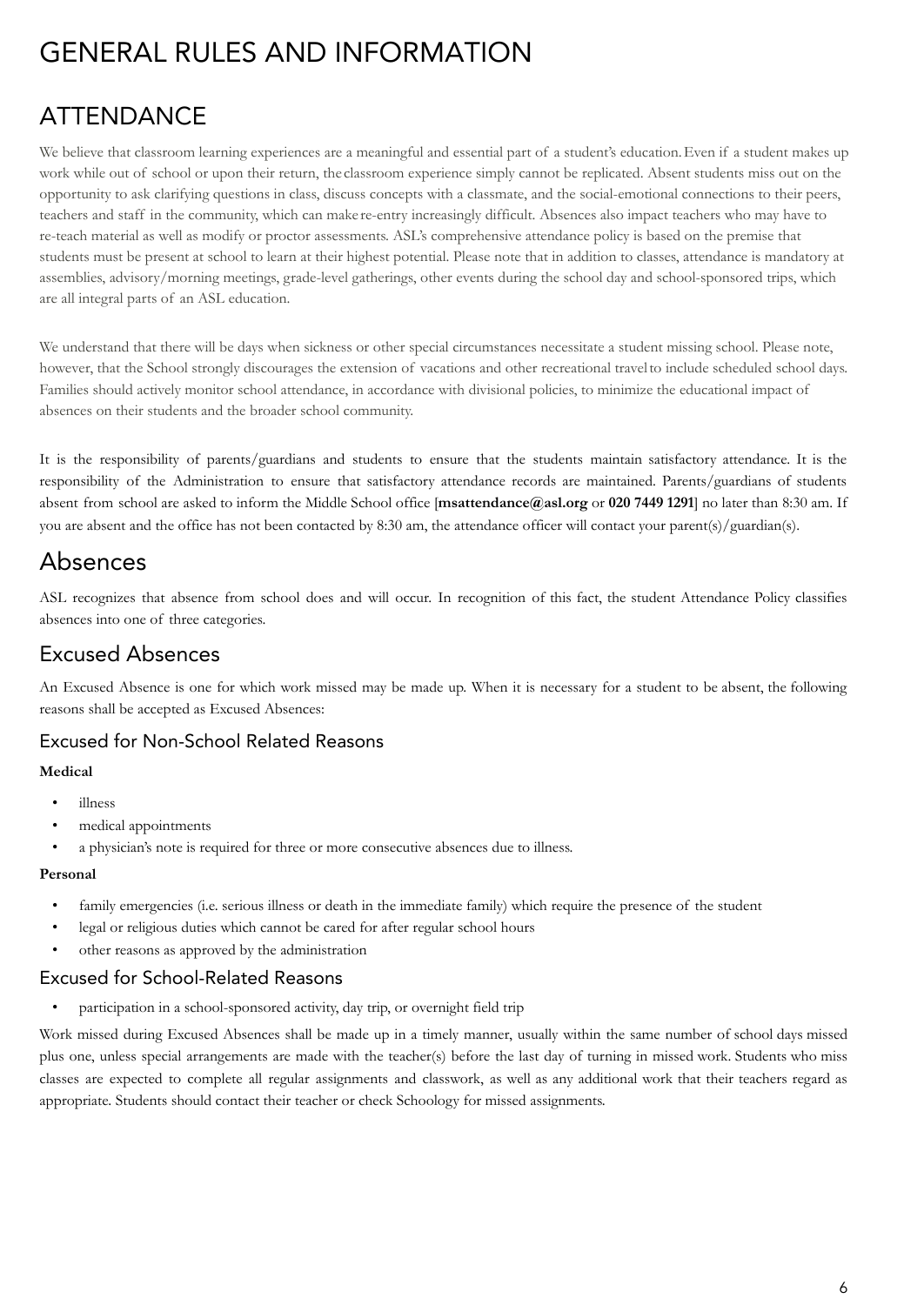# GENERAL RULES AND INFORMATION

## ATTENDANCE

We believe that classroom learning experiences are a meaningful and essential part of a student's education. Even if a student makes up work while out of school or upon their return, the classroom experience simply cannot be replicated. Absent students miss out on the opportunity to ask clarifying questions in class, discuss concepts with a classmate, and the social-emotional connections to their peers, teachers and staff in the community, which can make re-entry increasingly difficult. Absences also impact teachers who may have to re-teach material as well as modify or proctor assessments. ASL's comprehensive attendance policy is based on the premise that students must be present at school to learn at their highest potential. Please note that in addition to classes, attendance is mandatory at assemblies, advisory/morning meetings, grade-level gatherings, other events during the school day and school-sponsored trips, which are all integral parts of an ASL education.

We understand that there will be days when sickness or other special circumstances necessitate a student missing school. Please note, however, that the School strongly discourages the extension of vacations and other recreational travel to include scheduled school days. Families should actively monitor school attendance, in accordance with divisional policies, to minimize the educational impact of absences on their students and the broader school community.

It is the responsibility of parents/guardians and students to ensure that the students maintain satisfactory attendance. It is the responsibility of the Administration to ensure that satisfactory attendance records are maintained. Parents/guardians of students absent from school are asked to inform the Middle School office [**msattendance@asl.org** or **020 7449 1291**] no later than 8:30 am. If you are absent and the office has not been contacted by 8:30 am, the attendance officer will contact your parent(s)/guardian(s).

## Absences

ASL recognizes that absence from school does and will occur. In recognition of this fact, the student Attendance Policy classifies absences into one of three categories.

### Excused Absences

An Excused Absence is one for which work missed may be made up. When it is necessary for a student to be absent, the following reasons shall be accepted as Excused Absences:

#### Excused for Non-School Related Reasons

**Medical**

- illness
- medical appointments
- a physician's note is required for three or more consecutive absences due to illness.

**Personal**

- family emergencies (i.e. serious illness or death in the immediate family) which require the presence of the student
- legal or religious duties which cannot be cared for after regular school hours
- other reasons as approved by the administration

#### Excused for School-Related Reasons

- participation in a school-sponsored activity, day trip, or overnight field trip

Work missed during Excused Absences shall be made up in a timely manner, usually within the same number of school days missed plus one, unless special arrangements are made with the teacher(s) before the last day of turning in missed work. Students who miss classes are expected to complete all regular assignments and classwork, as well as any additional work that their teachers regard as appropriate. Students should contact their teacher or check Schoology for missed assignments.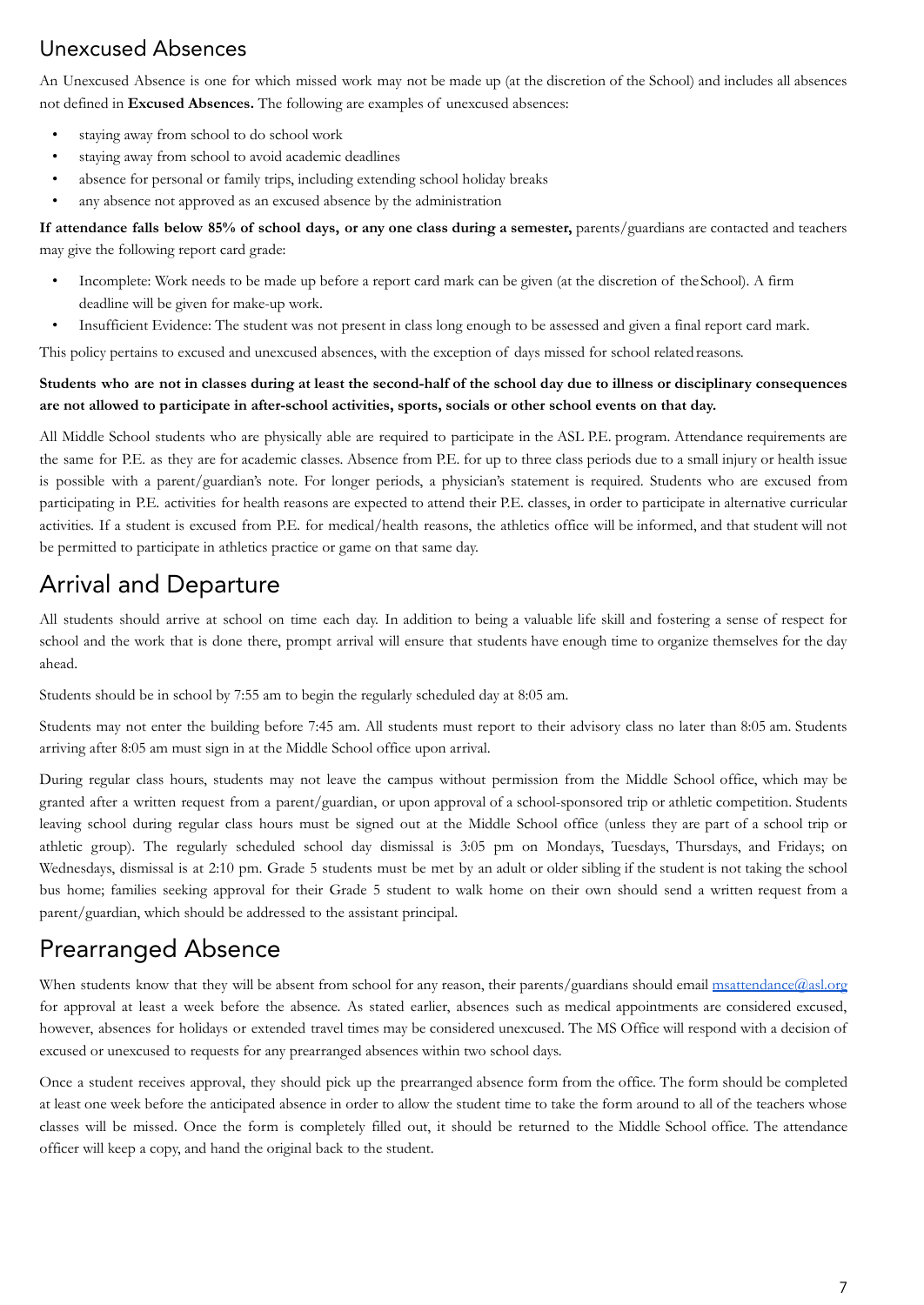## Unexcused Absences

An Unexcused Absence is one for which missed work may not be made up (at the discretion of the School) and includes all absences not defined in **Excused Absences.** The following are examples of unexcused absences:

- staying away from school to do school work
- staying away from school to avoid academic deadlines
- absence for personal or family trips, including extending school holiday breaks
- any absence not approved as an excused absence by the administration

**If attendance falls below 85% of school days, or any one class during a semester,** parents/guardians are contacted and teachers may give the following report card grade:

- Incomplete: Work needs to be made up before a report card mark can be given (at the discretion of the School). A firm deadline will be given for make-up work.
- Insufficient Evidence: The student was not present in class long enough to be assessed and given a final report card mark.

This policy pertains to excused and unexcused absences, with the exception of days missed for school related reasons.

**Students who are not in classes during at least the second-half of the school day due to illness or disciplinary consequences are not allowed to participate in after-school activities, sports, socials or other school events on that day.**

All Middle School students who are physically able are required to participate in the ASL P.E. program. Attendance requirements are the same for P.E. as they are for academic classes. Absence from P.E. for up to three class periods due to a small injury or health issue is possible with a parent/guardian's note. For longer periods, a physician's statement is required. Students who are excused from participating in P.E. activities for health reasons are expected to attend their P.E. classes, in order to participate in alternative curricular activities. If a student is excused from P.E. for medical/health reasons, the athletics office will be informed, and that student will not be permitted to participate in athletics practice or game on that same day.

# Arrival and Departure

All students should arrive at school on time each day. In addition to being a valuable life skill and fostering a sense of respect for school and the work that is done there, prompt arrival will ensure that students have enough time to organize themselves for the day ahead.

Students should be in school by 7:55 am to begin the regularly scheduled day at 8:05 am.

Students may not enter the building before 7:45 am. All students must report to their advisory class no later than 8:05 am. Students arriving after 8:05 am must sign in at the Middle School office upon arrival.

During regular class hours, students may not leave the campus without permission from the Middle School office, which may be granted after a written request from a parent/guardian, or upon approval of a school-sponsored trip or athletic competition. Students leaving school during regular class hours must be signed out at the Middle School office (unless they are part of a school trip or athletic group). The regularly scheduled school day dismissal is 3:05 pm on Mondays, Tuesdays, Thursdays, and Fridays; on Wednesdays, dismissal is at 2:10 pm. Grade 5 students must be met by an adult or older sibling if the student is not taking the school bus home; families seeking approval for their Grade 5 student to walk home on their own should send a written request from a parent/guardian, which should be addressed to the assistant principal.

# Prearranged Absence

When students know that they will be absent from school for any reason, their parents/guardians should email msattendance@asl.org for approval at least a week before the absence. As stated earlier, absences such as medical appointments are considered excused, however, absences for holidays or extended travel times may be considered unexcused. The MS Office will respond with a decision of excused or unexcused to requests for any prearranged absences within two school days.

Once a student receives approval, they should pick up the prearranged absence form from the office. The form should be completed at least one week before the anticipated absence in order to allow the student time to take the form around to all of the teachers whose classes will be missed. Once the form is completely filled out, it should be returned to the Middle School office. The attendance officer will keep a copy, and hand the original back to the student.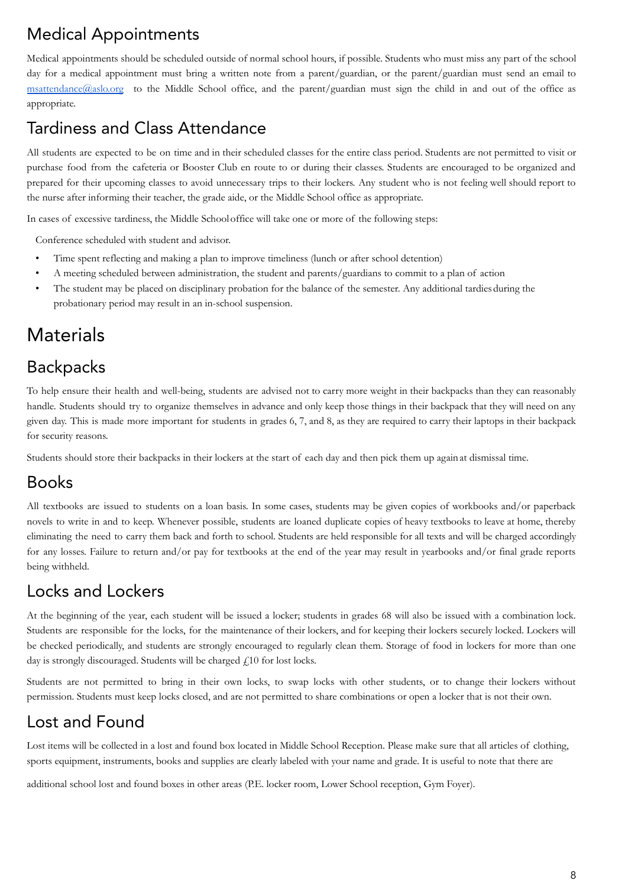## Medical Appointments

Medical appointments should be scheduled outside of normal school hours, if possible. Students who must miss any part of the school day for a medical appointment must bring a written note from a parent/guardian, or the parent/guardian must send an email to msattendance@aslo.org to the Middle School office, and the parent/guardian must sign the child in and out of the office as appropriate.

## Tardiness and Class Attendance

All students are expected to be on time and in their scheduled classes for the entire class period. Students are not permitted to visit or purchase food from the cafeteria or Booster Club en route to or during their classes. Students are encouraged to be organized and prepared for their upcoming classes to avoid unnecessary trips to their lockers. Any student who is not feeling well should report to the nurse after informing their teacher, the grade aide, or the Middle School office as appropriate.

In cases of excessive tardiness, the Middle School office will take one or more of the following steps:

Conference scheduled with student and advisor.

- Time spent reflecting and making a plan to improve timeliness (lunch or after school detention)
- A meeting scheduled between administration, the student and parents/guardians to commit to a plan of action
- The student may be placed on disciplinary probation for the balance of the semester. Any additional tardies during the probationary period may result in an in-school suspension.

# Materials

## Backpacks

To help ensure their health and well-being, students are advised not to carry more weight in their backpacks than they can reasonably handle. Students should try to organize themselves in advance and only keep those things in their backpack that they will need on any given day. This is made more important for students in grades 6, 7, and 8, as they are required to carry their laptops in their backpack for security reasons.

Students should store their backpacks in their lockers at the start of each day and then pick them up again at dismissal time.

## Books

All textbooks are issued to students on a loan basis. In some cases, students may be given copies of workbooks and/or paperback novels to write in and to keep. Whenever possible, students are loaned duplicate copies of heavy textbooks to leave at home, thereby eliminating the need to carry them back and forth to school. Students are held responsible for all texts and will be charged accordingly for any losses. Failure to return and/or pay for textbooks at the end of the year may result in yearbooks and/or final grade reports being withheld.

## Locks and Lockers

At the beginning of the year, each student will be issued a locker; students in grades 68 will also be issued with a combination lock. Students are responsible for the locks, for the maintenance of their lockers, and for keeping their lockers securely locked. Lockers will be checked periodically, and students are strongly encouraged to regularly clean them. Storage of food in lockers for more than one day is strongly discouraged. Students will be charged £10 for lost locks.

Students are not permitted to bring in their own locks, to swap locks with other students, or to change their lockers without permission. Students must keep locks closed, and are not permitted to share combinations or open a locker that is not their own.

## Lost and Found

Lost items will be collected in a lost and found box located in Middle School Reception. Please make sure that all articles of clothing, sports equipment, instruments, books and supplies are clearly labeled with your name and grade. It is useful to note that there are additional school lost and found boxes in other areas (P.E. locker room, Lower School reception, Gym Foyer).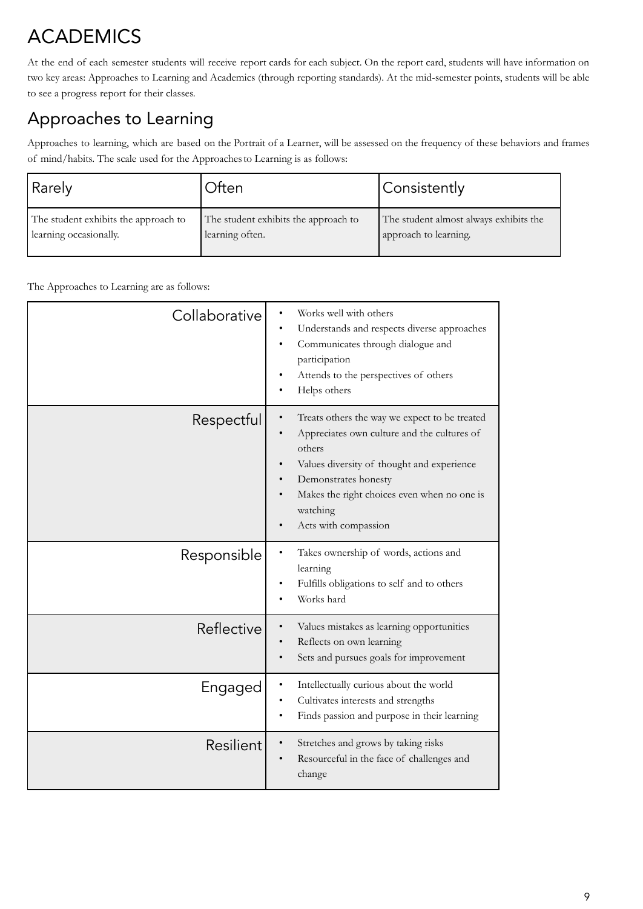# ACADEMICS

At the end of each semester students will receive report cards for each subject. On the report card, students will have information on two key areas: Approaches to Learning and Academics (through reporting standards). At the mid-semester points, students will be able to see a progress report for their classes.

## Approaches to Learning

Approaches to learning, which are based on the Portrait of a Learner, will be assessed on the frequency of these behaviors and frames of mind/habits. The scale used for the Approaches to Learning is as follows:

| Rarely | Often | Consistently |
|---|---|---|
| The student exhibits the approach to learning occasionally. | The student exhibits the approach to learning often. | The student almost always exhibits the approach to learning. |

The Approaches to Learning are as follows:

| Approach | Description |
|---|---|
| Collaborative | • Works well with others<br>• Understands and respects diverse approaches<br>• Communicates through dialogue and participation<br>• Attends to the perspectives of others<br>• Helps others |
| Respectful | • Treats others the way we expect to be treated<br>• Appreciates own culture and the cultures of others<br>• Values diversity of thought and experience<br>• Demonstrates honesty<br>• Makes the right choices even when no one is watching<br>• Acts with compassion |
| Responsible | • Takes ownership of words, actions and learning<br>• Fulfills obligations to self and to others<br>• Works hard |
| Reflective | • Values mistakes as learning opportunities<br>• Reflects on own learning<br>• Sets and pursues goals for improvement |
| Engaged | • Intellectually curious about the world<br>• Cultivates interests and strengths<br>• Finds passion and purpose in their learning |
| Resilient | • Stretches and grows by taking risks<br>• Resourceful in the face of challenges and change |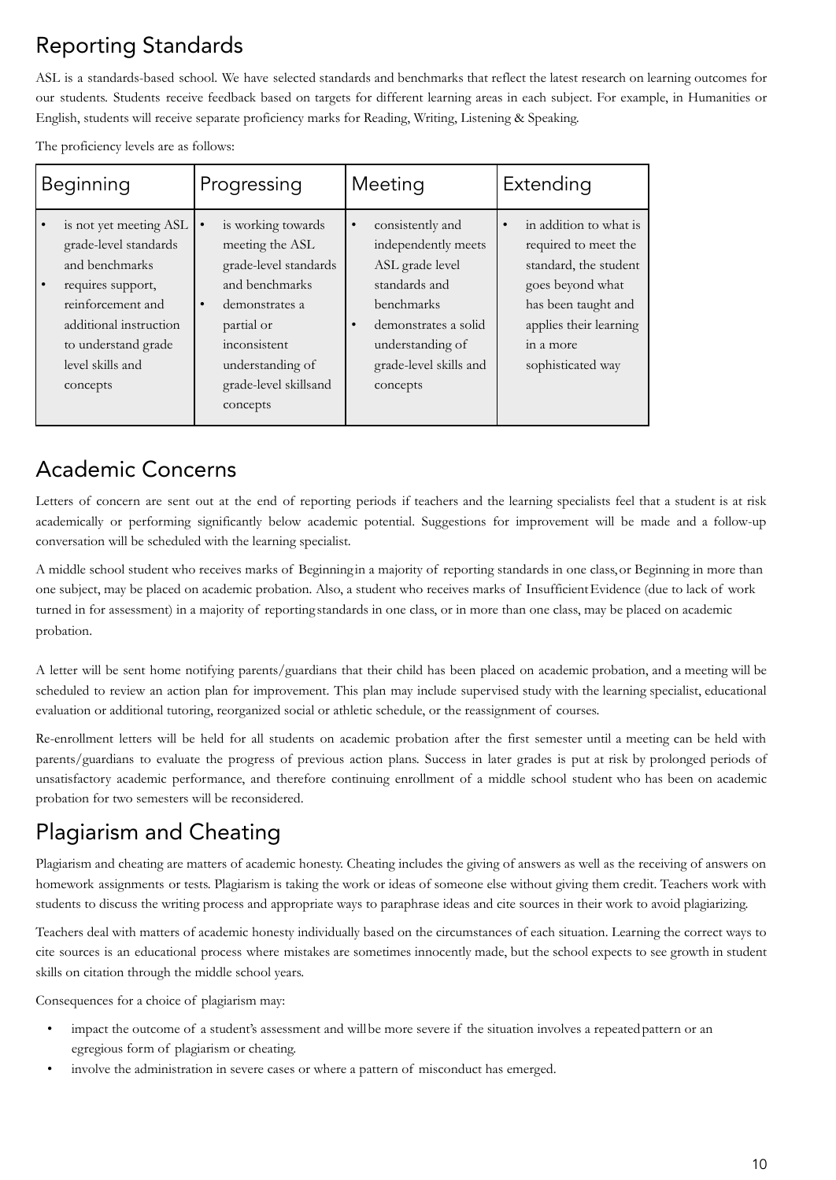## Reporting Standards

ASL is a standards-based school. We have selected standards and benchmarks that reflect the latest research on learning outcomes for our students. Students receive feedback based on targets for different learning areas in each subject. For example, in Humanities or English, students will receive separate proficiency marks for Reading, Writing, Listening & Speaking.

The proficiency levels are as follows:

| Beginning | Progressing | Meeting | Extending |
|---|---|---|---|
| • is not yet meeting ASL grade-level standards and benchmarks<br>• requires support, reinforcement and additional instruction to understand grade level skills and concepts | • is working towards meeting the ASL grade-level standards and benchmarks<br>• demonstrates a partial or inconsistent understanding of grade-level skillsand concepts | • consistently and independently meets ASL grade level standards and benchmarks<br>• demonstrates a solid understanding of grade-level skills and concepts | • in addition to what is required to meet the standard, the student goes beyond what has been taught and applies their learning in a more sophisticated way |

## Academic Concerns

Letters of concern are sent out at the end of reporting periods if teachers and the learning specialists feel that a student is at risk academically or performing significantly below academic potential. Suggestions for improvement will be made and a follow-up conversation will be scheduled with the learning specialist.

A middle school student who receives marks of Beginningin a majority of reporting standards in one class,or Beginning in more than one subject, may be placed on academic probation. Also, a student who receives marks of InsufficientEvidence (due to lack of work turned in for assessment) in a majority of reportingstandards in one class, or in more than one class, may be placed on academic probation.

A letter will be sent home notifying parents/guardians that their child has been placed on academic probation, and a meeting will be scheduled to review an action plan for improvement. This plan may include supervised study with the learning specialist, educational evaluation or additional tutoring, reorganized social or athletic schedule, or the reassignment of courses.

Re-enrollment letters will be held for all students on academic probation after the first semester until a meeting can be held with parents/guardians to evaluate the progress of previous action plans. Success in later grades is put at risk by prolonged periods of unsatisfactory academic performance, and therefore continuing enrollment of a middle school student who has been on academic probation for two semesters will be reconsidered.

## Plagiarism and Cheating

Plagiarism and cheating are matters of academic honesty. Cheating includes the giving of answers as well as the receiving of answers on homework assignments or tests. Plagiarism is taking the work or ideas of someone else without giving them credit. Teachers work with students to discuss the writing process and appropriate ways to paraphrase ideas and cite sources in their work to avoid plagiarizing.

Teachers deal with matters of academic honesty individually based on the circumstances of each situation. Learning the correct ways to cite sources is an educational process where mistakes are sometimes innocently made, but the school expects to see growth in student skills on citation through the middle school years.

Consequences for a choice of plagiarism may:

- impact the outcome of a student's assessment and willbe more severe if the situation involves a repeatedpattern or an egregious form of plagiarism or cheating.
- involve the administration in severe cases or where a pattern of misconduct has emerged.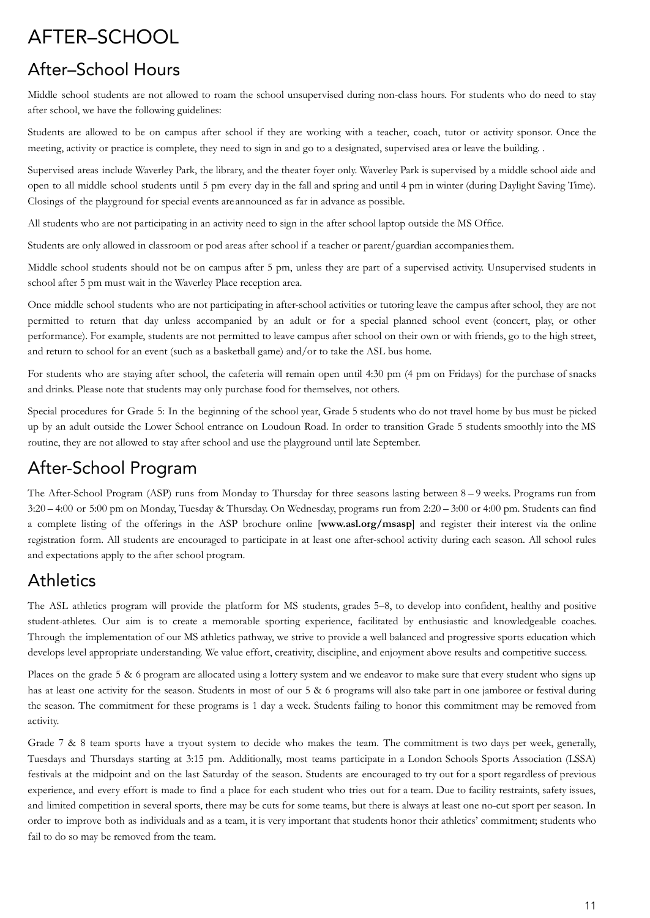# AFTER–SCHOOL

## After–School Hours

Middle school students are not allowed to roam the school unsupervised during non-class hours. For students who do need to stay after school, we have the following guidelines:

Students are allowed to be on campus after school if they are working with a teacher, coach, tutor or activity sponsor. Once the meeting, activity or practice is complete, they need to sign in and go to a designated, supervised area or leave the building. .

Supervised areas include Waverley Park, the library, and the theater foyer only. Waverley Park is supervised by a middle school aide and open to all middle school students until 5 pm every day in the fall and spring and until 4 pm in winter (during Daylight Saving Time). Closings of the playground for special events are announced as far in advance as possible.

All students who are not participating in an activity need to sign in the after school laptop outside the MS Office.

Students are only allowed in classroom or pod areas after school if a teacher or parent/guardian accompanies them.

Middle school students should not be on campus after 5 pm, unless they are part of a supervised activity. Unsupervised students in school after 5 pm must wait in the Waverley Place reception area.

Once middle school students who are not participating in after-school activities or tutoring leave the campus after school, they are not permitted to return that day unless accompanied by an adult or for a special planned school event (concert, play, or other performance). For example, students are not permitted to leave campus after school on their own or with friends, go to the high street, and return to school for an event (such as a basketball game) and/or to take the ASL bus home.

For students who are staying after school, the cafeteria will remain open until 4:30 pm (4 pm on Fridays) for the purchase of snacks and drinks. Please note that students may only purchase food for themselves, not others.

Special procedures for Grade 5: In the beginning of the school year, Grade 5 students who do not travel home by bus must be picked up by an adult outside the Lower School entrance on Loudoun Road. In order to transition Grade 5 students smoothly into the MS routine, they are not allowed to stay after school and use the playground until late September.

## After-School Program

The After-School Program (ASP) runs from Monday to Thursday for three seasons lasting between 8 – 9 weeks. Programs run from 3:20 – 4:00 or 5:00 pm on Monday, Tuesday & Thursday. On Wednesday, programs run from 2:20 – 3:00 or 4:00 pm. Students can find a complete listing of the offerings in the ASP brochure online [**www.asl.org/msasp**] and register their interest via the online registration form. All students are encouraged to participate in at least one after-school activity during each season. All school rules and expectations apply to the after school program.

## Athletics

The ASL athletics program will provide the platform for MS students, grades 5–8, to develop into confident, healthy and positive student-athletes. Our aim is to create a memorable sporting experience, facilitated by enthusiastic and knowledgeable coaches. Through the implementation of our MS athletics pathway, we strive to provide a well balanced and progressive sports education which develops level appropriate understanding. We value effort, creativity, discipline, and enjoyment above results and competitive success.

Places on the grade 5 & 6 program are allocated using a lottery system and we endeavor to make sure that every student who signs up has at least one activity for the season. Students in most of our 5 & 6 programs will also take part in one jamboree or festival during the season. The commitment for these programs is 1 day a week. Students failing to honor this commitment may be removed from activity.

Grade 7 & 8 team sports have a tryout system to decide who makes the team. The commitment is two days per week, generally, Tuesdays and Thursdays starting at 3:15 pm. Additionally, most teams participate in a London Schools Sports Association (LSSA) festivals at the midpoint and on the last Saturday of the season. Students are encouraged to try out for a sport regardless of previous experience, and every effort is made to find a place for each student who tries out for a team. Due to facility restraints, safety issues, and limited competition in several sports, there may be cuts for some teams, but there is always at least one no-cut sport per season. In order to improve both as individuals and as a team, it is very important that students honor their athletics' commitment; students who fail to do so may be removed from the team.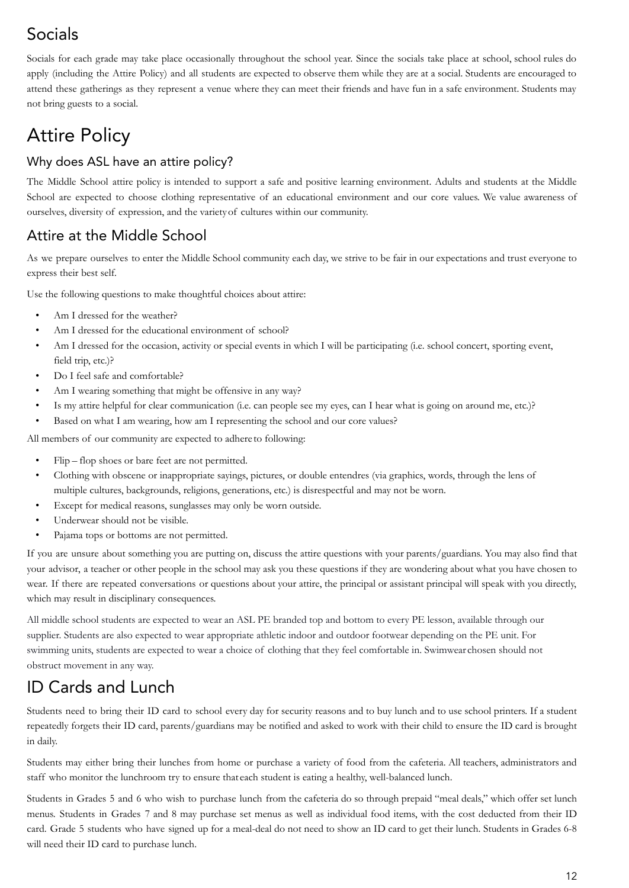## Socials

Socials for each grade may take place occasionally throughout the school year. Since the socials take place at school, school rules do apply (including the Attire Policy) and all students are expected to observe them while they are at a social. Students are encouraged to attend these gatherings as they represent a venue where they can meet their friends and have fun in a safe environment. Students may not bring guests to a social.

# Attire Policy

### Why does ASL have an attire policy?

The Middle School attire policy is intended to support a safe and positive learning environment. Adults and students at the Middle School are expected to choose clothing representative of an educational environment and our core values. We value awareness of ourselves, diversity of expression, and the variety of cultures within our community.

## Attire at the Middle School

As we prepare ourselves to enter the Middle School community each day, we strive to be fair in our expectations and trust everyone to express their best self.

Use the following questions to make thoughtful choices about attire:

- Am I dressed for the weather?
- Am I dressed for the educational environment of school?
- Am I dressed for the occasion, activity or special events in which I will be participating (i.e. school concert, sporting event, field trip, etc.)?
- Do I feel safe and comfortable?
- Am I wearing something that might be offensive in any way?
- Is my attire helpful for clear communication (i.e. can people see my eyes, can I hear what is going on around me, etc.)?
- Based on what I am wearing, how am I representing the school and our core values?

All members of our community are expected to adhere to following:

- Flip – flop shoes or bare feet are not permitted.
- Clothing with obscene or inappropriate sayings, pictures, or double entendres (via graphics, words, through the lens of multiple cultures, backgrounds, religions, generations, etc.) is disrespectful and may not be worn.
- Except for medical reasons, sunglasses may only be worn outside.
- Underwear should not be visible.
- Pajama tops or bottoms are not permitted.

If you are unsure about something you are putting on, discuss the attire questions with your parents/guardians. You may also find that your advisor, a teacher or other people in the school may ask you these questions if they are wondering about what you have chosen to wear. If there are repeated conversations or questions about your attire, the principal or assistant principal will speak with you directly, which may result in disciplinary consequences.

All middle school students are expected to wear an ASL PE branded top and bottom to every PE lesson, available through our supplier. Students are also expected to wear appropriate athletic indoor and outdoor footwear depending on the PE unit. For swimming units, students are expected to wear a choice of clothing that they feel comfortable in. Swimwear chosen should not obstruct movement in any way.

# ID Cards and Lunch

Students need to bring their ID card to school every day for security reasons and to buy lunch and to use school printers. If a student repeatedly forgets their ID card, parents/guardians may be notified and asked to work with their child to ensure the ID card is brought in daily.

Students may either bring their lunches from home or purchase a variety of food from the cafeteria. All teachers, administrators and staff who monitor the lunchroom try to ensure that each student is eating a healthy, well-balanced lunch.

Students in Grades 5 and 6 who wish to purchase lunch from the cafeteria do so through prepaid "meal deals," which offer set lunch menus. Students in Grades 7 and 8 may purchase set menus as well as individual food items, with the cost deducted from their ID card. Grade 5 students who have signed up for a meal-deal do not need to show an ID card to get their lunch. Students in Grades 6-8 will need their ID card to purchase lunch.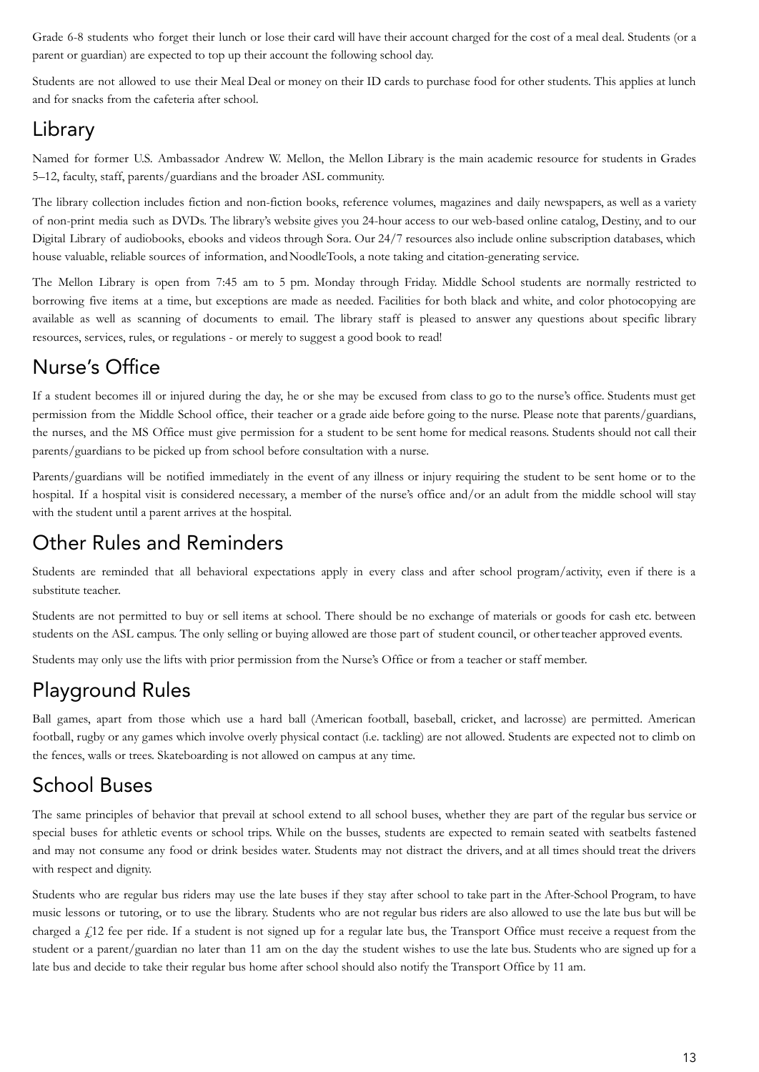Grade 6-8 students who forget their lunch or lose their card will have their account charged for the cost of a meal deal. Students (or a parent or guardian) are expected to top up their account the following school day.

Students are not allowed to use their Meal Deal or money on their ID cards to purchase food for other students. This applies at lunch and for snacks from the cafeteria after school.

## Library

Named for former U.S. Ambassador Andrew W. Mellon, the Mellon Library is the main academic resource for students in Grades 5–12, faculty, staff, parents/guardians and the broader ASL community.

The library collection includes fiction and non-fiction books, reference volumes, magazines and daily newspapers, as well as a variety of non-print media such as DVDs. The library's website gives you 24-hour access to our web-based online catalog, Destiny, and to our Digital Library of audiobooks, ebooks and videos through Sora. Our 24/7 resources also include online subscription databases, which house valuable, reliable sources of information, and NoodleTools, a note taking and citation-generating service.

The Mellon Library is open from 7:45 am to 5 pm. Monday through Friday. Middle School students are normally restricted to borrowing five items at a time, but exceptions are made as needed. Facilities for both black and white, and color photocopying are available as well as scanning of documents to email. The library staff is pleased to answer any questions about specific library resources, services, rules, or regulations - or merely to suggest a good book to read!

## Nurse's Office

If a student becomes ill or injured during the day, he or she may be excused from class to go to the nurse's office. Students must get permission from the Middle School office, their teacher or a grade aide before going to the nurse. Please note that parents/guardians, the nurses, and the MS Office must give permission for a student to be sent home for medical reasons. Students should not call their parents/guardians to be picked up from school before consultation with a nurse.

Parents/guardians will be notified immediately in the event of any illness or injury requiring the student to be sent home or to the hospital. If a hospital visit is considered necessary, a member of the nurse's office and/or an adult from the middle school will stay with the student until a parent arrives at the hospital.

## Other Rules and Reminders

Students are reminded that all behavioral expectations apply in every class and after school program/activity, even if there is a substitute teacher.

Students are not permitted to buy or sell items at school. There should be no exchange of materials or goods for cash etc. between students on the ASL campus. The only selling or buying allowed are those part of student council, or other teacher approved events.

Students may only use the lifts with prior permission from the Nurse's Office or from a teacher or staff member.

## Playground Rules

Ball games, apart from those which use a hard ball (American football, baseball, cricket, and lacrosse) are permitted. American football, rugby or any games which involve overly physical contact (i.e. tackling) are not allowed. Students are expected not to climb on the fences, walls or trees. Skateboarding is not allowed on campus at any time.

## School Buses

The same principles of behavior that prevail at school extend to all school buses, whether they are part of the regular bus service or special buses for athletic events or school trips. While on the busses, students are expected to remain seated with seatbelts fastened and may not consume any food or drink besides water. Students may not distract the drivers, and at all times should treat the drivers with respect and dignity.

Students who are regular bus riders may use the late buses if they stay after school to take part in the After-School Program, to have music lessons or tutoring, or to use the library. Students who are not regular bus riders are also allowed to use the late bus but will be charged a £12 fee per ride. If a student is not signed up for a regular late bus, the Transport Office must receive a request from the student or a parent/guardian no later than 11 am on the day the student wishes to use the late bus. Students who are signed up for a late bus and decide to take their regular bus home after school should also notify the Transport Office by 11 am.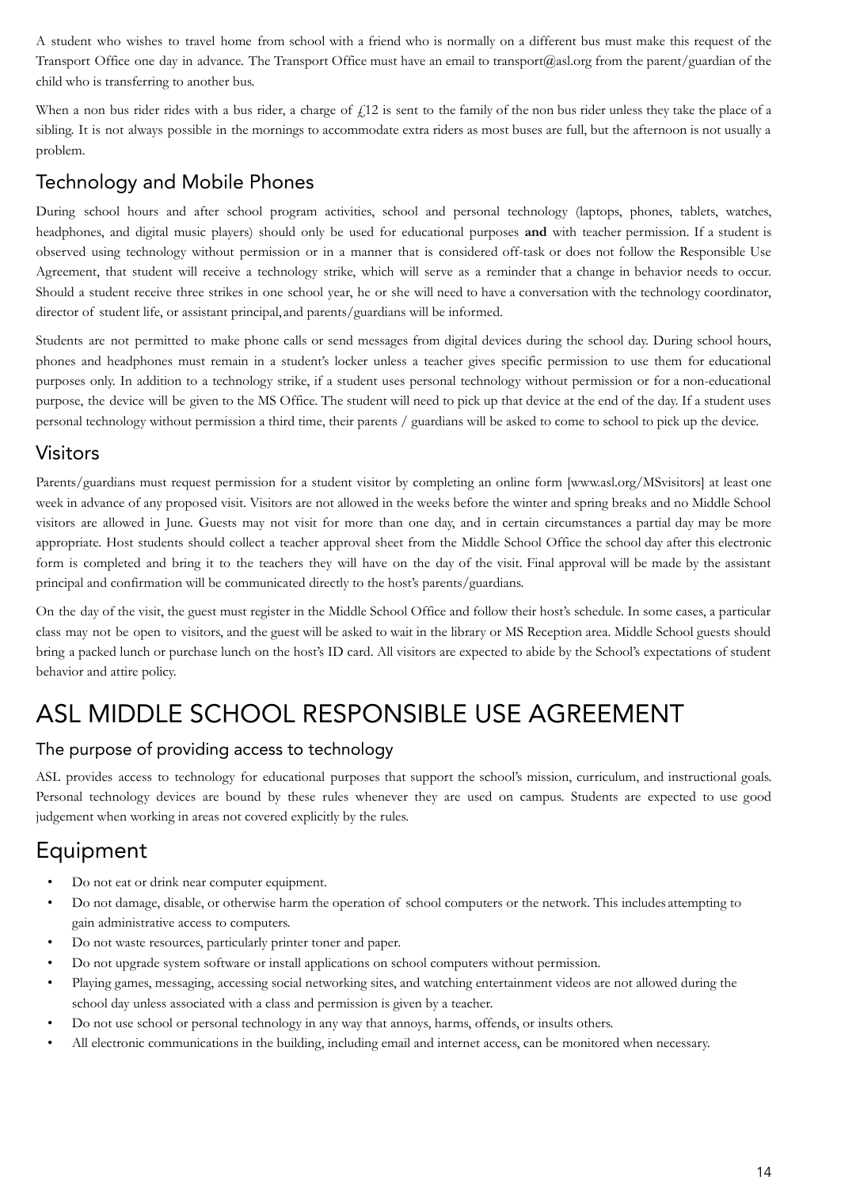A student who wishes to travel home from school with a friend who is normally on a different bus must make this request of the Transport Office one day in advance. The Transport Office must have an email to transport@asl.org from the parent/guardian of the child who is transferring to another bus.

When a non bus rider rides with a bus rider, a charge of £12 is sent to the family of the non bus rider unless they take the place of a sibling. It is not always possible in the mornings to accommodate extra riders as most buses are full, but the afternoon is not usually a problem.

## Technology and Mobile Phones

During school hours and after school program activities, school and personal technology (laptops, phones, tablets, watches, headphones, and digital music players) should only be used for educational purposes **and** with teacher permission. If a student is observed using technology without permission or in a manner that is considered off-task or does not follow the Responsible Use Agreement, that student will receive a technology strike, which will serve as a reminder that a change in behavior needs to occur. Should a student receive three strikes in one school year, he or she will need to have a conversation with the technology coordinator, director of student life, or assistant principal, and parents/guardians will be informed.

Students are not permitted to make phone calls or send messages from digital devices during the school day. During school hours, phones and headphones must remain in a student's locker unless a teacher gives specific permission to use them for educational purposes only. In addition to a technology strike, if a student uses personal technology without permission or for a non-educational purpose, the device will be given to the MS Office. The student will need to pick up that device at the end of the day. If a student uses personal technology without permission a third time, their parents / guardians will be asked to come to school to pick up the device.

## Visitors

Parents/guardians must request permission for a student visitor by completing an online form [www.asl.org/MSvisitors] at least one week in advance of any proposed visit. Visitors are not allowed in the weeks before the winter and spring breaks and no Middle School visitors are allowed in June. Guests may not visit for more than one day, and in certain circumstances a partial day may be more appropriate. Host students should collect a teacher approval sheet from the Middle School Office the school day after this electronic form is completed and bring it to the teachers they will have on the day of the visit. Final approval will be made by the assistant principal and confirmation will be communicated directly to the host's parents/guardians.

On the day of the visit, the guest must register in the Middle School Office and follow their host's schedule. In some cases, a particular class may not be open to visitors, and the guest will be asked to wait in the library or MS Reception area. Middle School guests should bring a packed lunch or purchase lunch on the host's ID card. All visitors are expected to abide by the School's expectations of student behavior and attire policy.

# ASL MIDDLE SCHOOL RESPONSIBLE USE AGREEMENT

### The purpose of providing access to technology

ASL provides access to technology for educational purposes that support the school's mission, curriculum, and instructional goals. Personal technology devices are bound by these rules whenever they are used on campus. Students are expected to use good judgement when working in areas not covered explicitly by the rules.

## Equipment

- Do not eat or drink near computer equipment.
- Do not damage, disable, or otherwise harm the operation of school computers or the network. This includes attempting to gain administrative access to computers.
- Do not waste resources, particularly printer toner and paper.
- Do not upgrade system software or install applications on school computers without permission.
- Playing games, messaging, accessing social networking sites, and watching entertainment videos are not allowed during the school day unless associated with a class and permission is given by a teacher.
- Do not use school or personal technology in any way that annoys, harms, offends, or insults others.
- All electronic communications in the building, including email and internet access, can be monitored when necessary.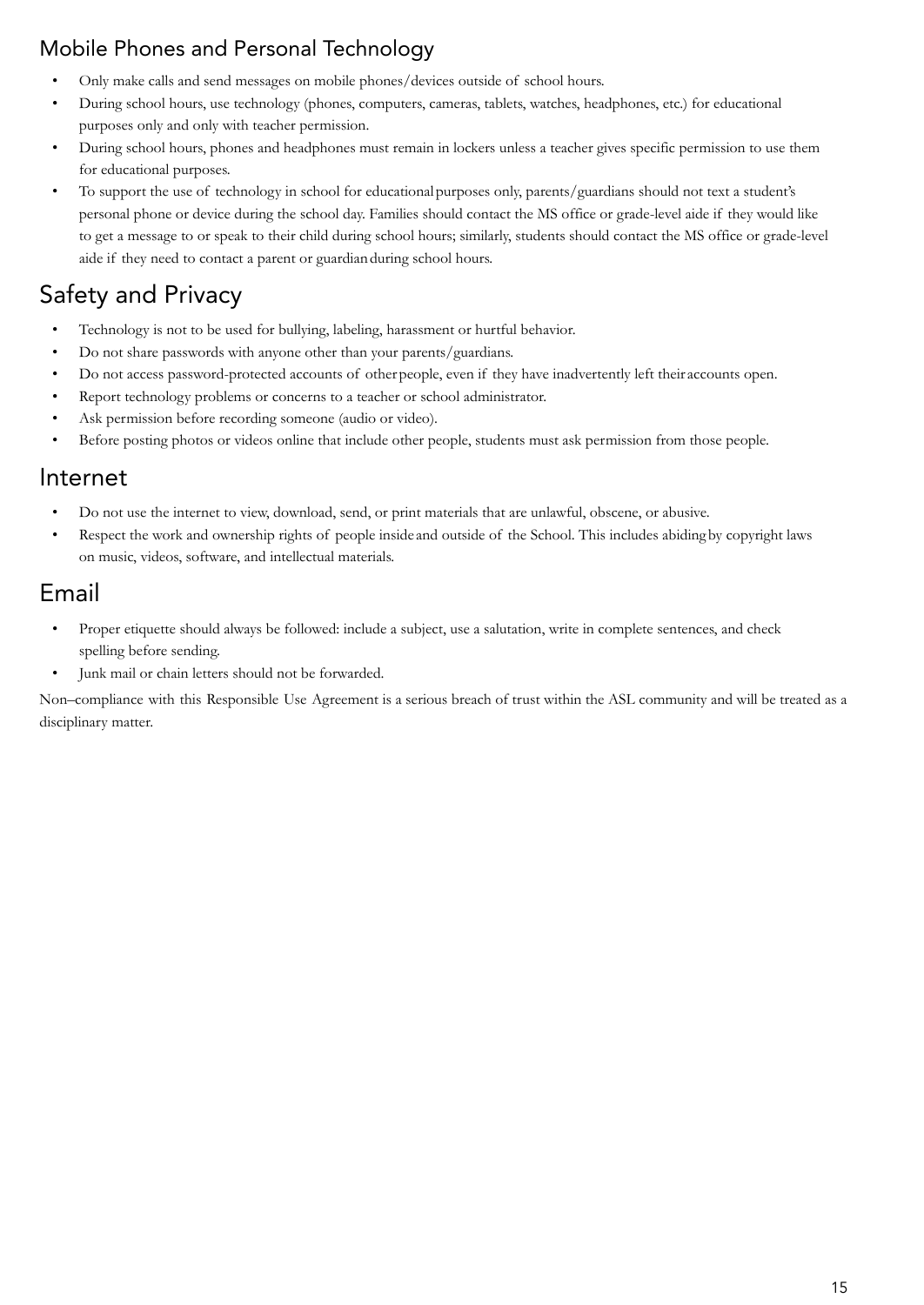## Mobile Phones and Personal Technology

- Only make calls and send messages on mobile phones/devices outside of school hours.
- During school hours, use technology (phones, computers, cameras, tablets, watches, headphones, etc.) for educational purposes only and only with teacher permission.
- During school hours, phones and headphones must remain in lockers unless a teacher gives specific permission to use them for educational purposes.
- To support the use of technology in school for educational purposes only, parents/guardians should not text a student's personal phone or device during the school day. Families should contact the MS office or grade-level aide if they would like to get a message to or speak to their child during school hours; similarly, students should contact the MS office or grade-level aide if they need to contact a parent or guardian during school hours.

# Safety and Privacy

- Technology is not to be used for bullying, labeling, harassment or hurtful behavior.
- Do not share passwords with anyone other than your parents/guardians.
- Do not access password-protected accounts of other people, even if they have inadvertently left their accounts open.
- Report technology problems or concerns to a teacher or school administrator.
- Ask permission before recording someone (audio or video).
- Before posting photos or videos online that include other people, students must ask permission from those people.

# Internet

- Do not use the internet to view, download, send, or print materials that are unlawful, obscene, or abusive.
- Respect the work and ownership rights of people inside and outside of the School. This includes abiding by copyright laws on music, videos, software, and intellectual materials.

# Email

- Proper etiquette should always be followed: include a subject, use a salutation, write in complete sentences, and check spelling before sending.
- Junk mail or chain letters should not be forwarded.

Non–compliance with this Responsible Use Agreement is a serious breach of trust within the ASL community and will be treated as a disciplinary matter.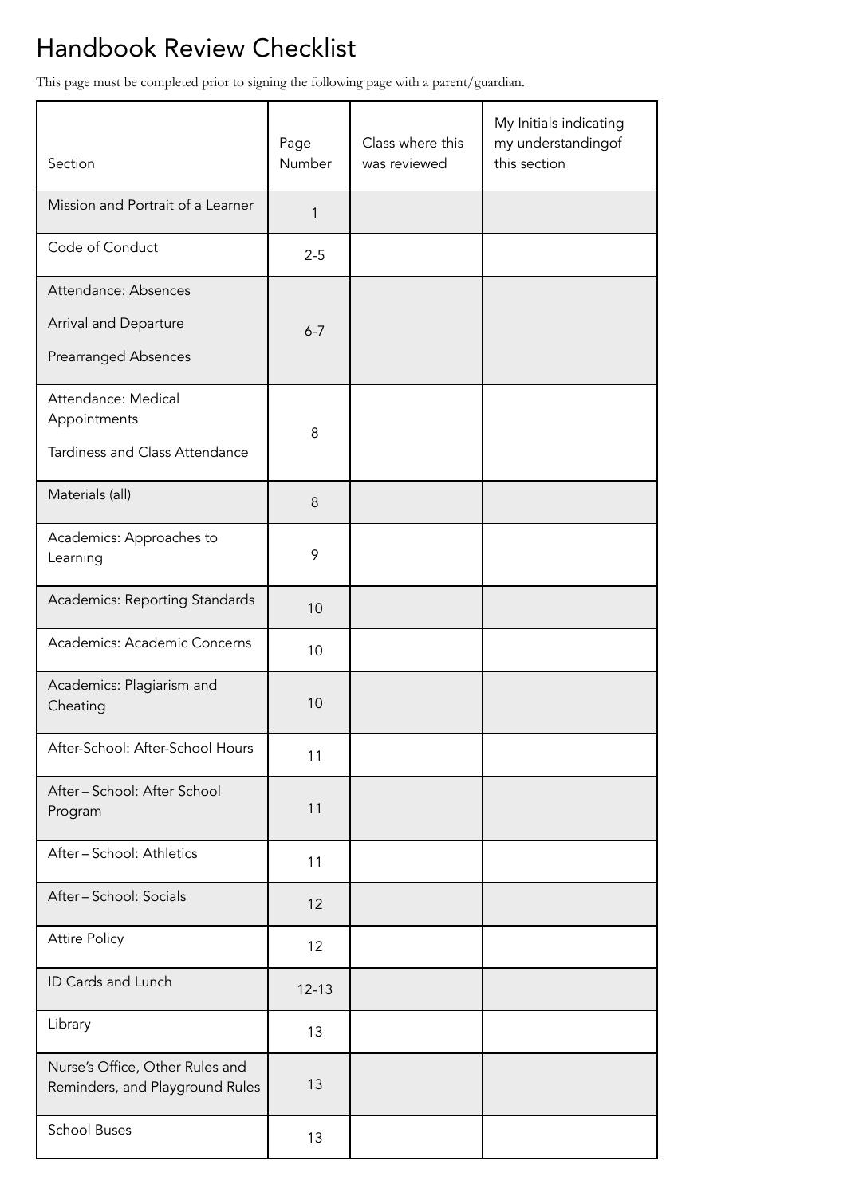# Handbook Review Checklist

This page must be completed prior to signing the following page with a parent/guardian.

| Section | Page Number | Class where this was reviewed | My Initials indicating my understandingof this section |
|---|---|---|---|
| Mission and Portrait of a Learner | 1 | | |
| Code of Conduct | 2-5 | | |
| Attendance: Absences<br>Arrival and Departure<br>Prearranged Absences | 6-7 | | |
| Attendance: Medical Appointments<br>Tardiness and Class Attendance | 8 | | |
| Materials (all) | 8 | | |
| Academics: Approaches to Learning | 9 | | |
| Academics: Reporting Standards | 10 | | |
| Academics: Academic Concerns | 10 | | |
| Academics: Plagiarism and Cheating | 10 | | |
| After-School: After-School Hours | 11 | | |
| After – School: After School Program | 11 | | |
| After – School: Athletics | 11 | | |
| After – School: Socials | 12 | | |
| Attire Policy | 12 | | |
| ID Cards and Lunch | 12-13 | | |
| Library | 13 | | |
| Nurse's Office, Other Rules and Reminders, and Playground Rules | 13 | | |
| School Buses | 13 | | |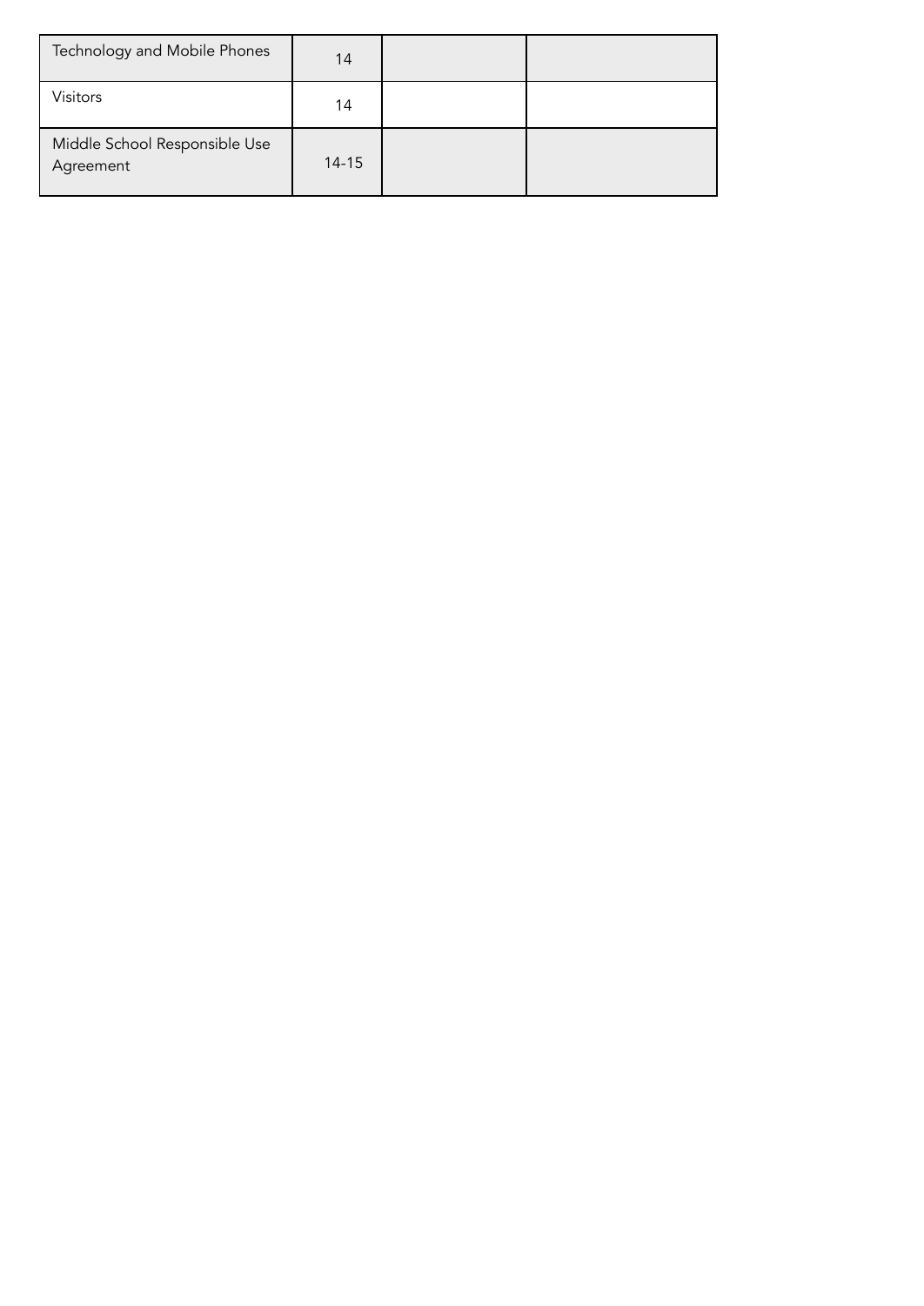| | | | |
|---|---|---|---|
| Technology and Mobile Phones | 14 | | |
| Visitors | 14 | | |
| Middle School Responsible Use Agreement | 14-15 | | |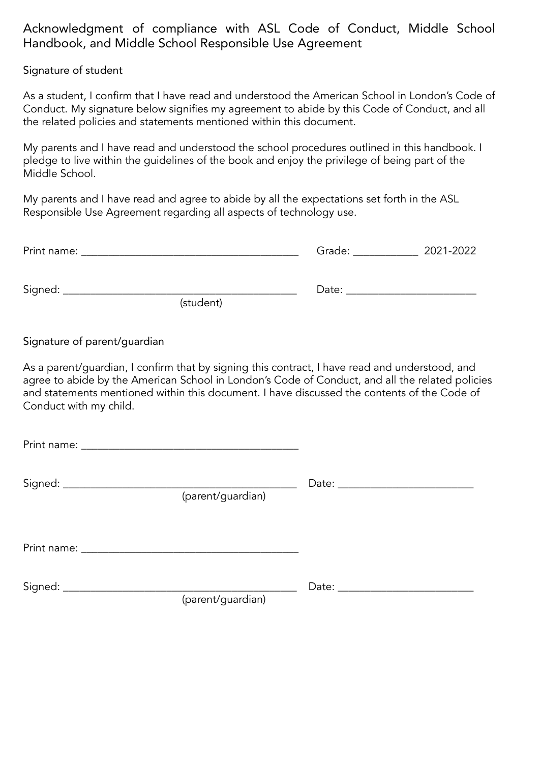## Acknowledgment of compliance with ASL Code of Conduct, Middle School Handbook, and Middle School Responsible Use Agreement

### Signature of student

As a student, I confirm that I have read and understood the American School in London's Code of Conduct. My signature below signifies my agreement to abide by this Code of Conduct, and all the related policies and statements mentioned within this document.

My parents and I have read and understood the school procedures outlined in this handbook. I pledge to live within the guidelines of the book and enjoy the privilege of being part of the Middle School.

My parents and I have read and agree to abide by all the expectations set forth in the ASL Responsible Use Agreement regarding all aspects of technology use.

Print name: ________________________________________ Grade: ____________ 2021-2022

Signed: ________________________________________ Date: ________________________
(student)

### Signature of parent/guardian

As a parent/guardian, I confirm that by signing this contract, I have read and understood, and agree to abide by the American School in London's Code of Conduct, and all the related policies and statements mentioned within this document. I have discussed the contents of the Code of Conduct with my child.

Print name: ________________________________________

Signed: ________________________________________ Date: ________________________
(parent/guardian)

Print name: ________________________________________

Signed: ________________________________________ Date: ________________________
(parent/guardian)